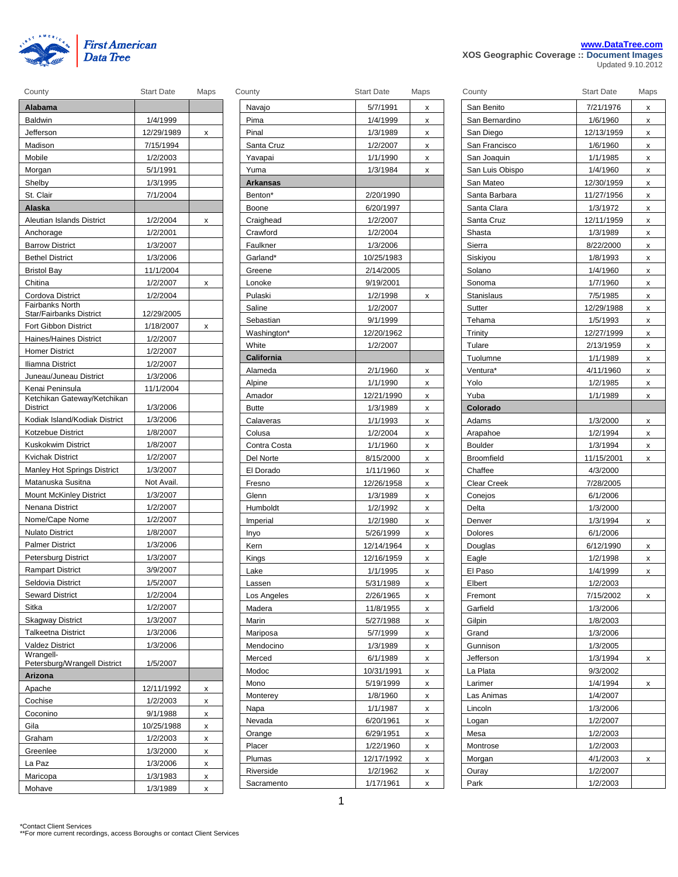First American Data Tree

www.DataTree.com
XOS Geographic Coverage :: Document Images
Updated 9.10.2012

| County | Start Date | Maps |
|---|---|---|
| **Alabama** | | |
| Baldwin | 1/4/1999 | |
| Jefferson | 12/29/1989 | x |
| Madison | 7/15/1994 | |
| Mobile | 1/2/2003 | |
| Morgan | 5/1/1991 | |
| Shelby | 1/3/1995 | |
| St. Clair | 7/1/2004 | |
| **Alaska** | | |
| Aleutian Islands District | 1/2/2004 | x |
| Anchorage | 1/2/2001 | |
| Barrow District | 1/3/2007 | |
| Bethel District | 1/3/2006 | |
| Bristol Bay | 11/1/2004 | |
| Chitina | 1/2/2007 | x |
| Cordova District | 1/2/2004 | |
| Fairbanks North Star/Fairbanks District | 12/29/2005 | |
| Fort Gibbon District | 1/18/2007 | x |
| Haines/Haines District | 1/2/2007 | |
| Homer District | 1/2/2007 | |
| Iliamna District | 1/2/2007 | |
| Juneau/Juneau District | 1/3/2006 | |
| Kenai Peninsula | 11/1/2004 | |
| Ketchikan Gateway/Ketchikan District | 1/3/2006 | |
| Kodiak Island/Kodiak District | 1/3/2006 | |
| Kotzebue District | 1/8/2007 | |
| Kuskokwim District | 1/8/2007 | |
| Kvichak District | 1/2/2007 | |
| Manley Hot Springs District | 1/3/2007 | |
| Matanuska Susitna | Not Avail. | |
| Mount McKinley District | 1/3/2007 | |
| Nenana District | 1/2/2007 | |
| Nome/Cape Nome | 1/2/2007 | |
| Nulato District | 1/8/2007 | |
| Palmer District | 1/3/2006 | |
| Petersburg District | 1/3/2007 | |
| Rampart District | 3/9/2007 | |
| Seldovia District | 1/5/2007 | |
| Seward District | 1/2/2004 | |
| Sitka | 1/2/2007 | |
| Skagway District | 1/3/2007 | |
| Talkeetna District | 1/3/2006 | |
| Valdez District | 1/3/2006 | |
| Wrangell-Petersburg/Wrangell District | 1/5/2007 | |
| **Arizona** | | |
| Apache | 12/11/1992 | x |
| Cochise | 1/2/2003 | x |
| Coconino | 9/1/1988 | x |
| Gila | 10/25/1988 | x |
| Graham | 1/2/2003 | x |
| Greenlee | 1/3/2000 | x |
| La Paz | 1/3/2006 | x |
| Maricopa | 1/3/1983 | x |
| Mohave | 1/3/1989 | x |
| Navajo | 5/7/1991 | x |
| Pima | 1/4/1999 | x |
| Pinal | 1/3/1989 | x |
| Santa Cruz | 1/2/2007 | x |
| Yavapai | 1/1/1990 | x |
| Yuma | 1/3/1984 | x |
| **Arkansas** | | |
| Benton* | 2/20/1990 | |
| Boone | 6/20/1997 | |
| Craighead | 1/2/2007 | |
| Crawford | 1/2/2004 | |
| Faulkner | 1/3/2006 | |
| Garland* | 10/25/1983 | |
| Greene | 2/14/2005 | |
| Lonoke | 9/19/2001 | |
| Pulaski | 1/2/1998 | x |
| Saline | 1/2/2007 | |
| Sebastian | 9/1/1999 | |
| Washington* | 12/20/1962 | |
| White | 1/2/2007 | |
| **California** | | |
| Alameda | 2/1/1960 | x |
| Alpine | 1/1/1990 | x |
| Amador | 12/21/1990 | x |
| Butte | 1/3/1989 | x |
| Calaveras | 1/1/1993 | x |
| Colusa | 1/2/2004 | x |
| Contra Costa | 1/1/1960 | x |
| Del Norte | 8/15/2000 | x |
| El Dorado | 1/11/1960 | x |
| Fresno | 12/26/1958 | x |
| Glenn | 1/3/1989 | x |
| Humboldt | 1/2/1992 | x |
| Imperial | 1/2/1980 | x |
| Inyo | 5/26/1999 | x |
| Kern | 12/14/1964 | x |
| Kings | 12/16/1959 | x |
| Lake | 1/1/1995 | x |
| Lassen | 5/31/1989 | x |
| Los Angeles | 2/26/1965 | x |
| Madera | 11/8/1955 | x |
| Marin | 5/27/1988 | x |
| Mariposa | 5/7/1999 | x |
| Mendocino | 1/3/1989 | x |
| Merced | 6/1/1989 | x |
| Modoc | 10/31/1991 | x |
| Mono | 5/19/1999 | x |
| Monterey | 1/8/1960 | x |
| Napa | 1/1/1987 | x |
| Nevada | 6/20/1961 | x |
| Orange | 6/29/1951 | x |
| Placer | 1/22/1960 | x |
| Plumas | 12/17/1992 | x |
| Riverside | 1/2/1962 | x |
| Sacramento | 1/17/1961 | x |
| San Benito | 7/21/1976 | x |
| San Bernardino | 1/6/1960 | x |
| San Diego | 12/13/1959 | x |
| San Francisco | 1/6/1960 | x |
| San Joaquin | 1/1/1985 | x |
| San Luis Obispo | 1/4/1960 | x |
| San Mateo | 12/30/1959 | x |
| Santa Barbara | 11/27/1956 | x |
| Santa Clara | 1/3/1972 | x |
| Santa Cruz | 12/11/1959 | x |
| Shasta | 1/3/1989 | x |
| Sierra | 8/22/2000 | x |
| Siskiyou | 1/8/1993 | x |
| Solano | 1/4/1960 | x |
| Sonoma | 1/7/1960 | x |
| Stanislaus | 7/5/1985 | x |
| Sutter | 12/29/1988 | x |
| Tehama | 1/5/1993 | x |
| Trinity | 12/27/1999 | x |
| Tulare | 2/13/1959 | x |
| Tuolumne | 1/1/1989 | x |
| Ventura* | 4/11/1960 | x |
| Yolo | 1/2/1985 | x |
| Yuba | 1/1/1989 | x |
| **Colorado** | | |
| Adams | 1/3/2000 | x |
| Arapahoe | 1/2/1994 | x |
| Boulder | 1/3/1994 | x |
| Broomfield | 11/15/2001 | x |
| Chaffee | 4/3/2000 | |
| Clear Creek | 7/28/2005 | |
| Conejos | 6/1/2006 | |
| Delta | 1/3/2000 | |
| Denver | 1/3/1994 | x |
| Dolores | 6/1/2006 | |
| Douglas | 6/12/1990 | x |
| Eagle | 1/2/1998 | x |
| El Paso | 1/4/1999 | x |
| Elbert | 1/2/2003 | |
| Fremont | 7/15/2002 | x |
| Garfield | 1/3/2006 | |
| Gilpin | 1/8/2003 | |
| Grand | 1/3/2006 | |
| Gunnison | 1/3/2005 | |
| Jefferson | 1/3/1994 | x |
| La Plata | 9/3/2002 | |
| Larimer | 1/4/1994 | x |
| Las Animas | 1/4/2007 | |
| Lincoln | 1/3/2006 | |
| Logan | 1/2/2007 | |
| Mesa | 1/2/2003 | |
| Montrose | 1/2/2003 | |
| Morgan | 4/1/2003 | x |
| Ouray | 1/2/2007 | |
| Park | 1/2/2003 | |

*Contact Client Services
**For more current recordings, access Boroughs or contact Client Services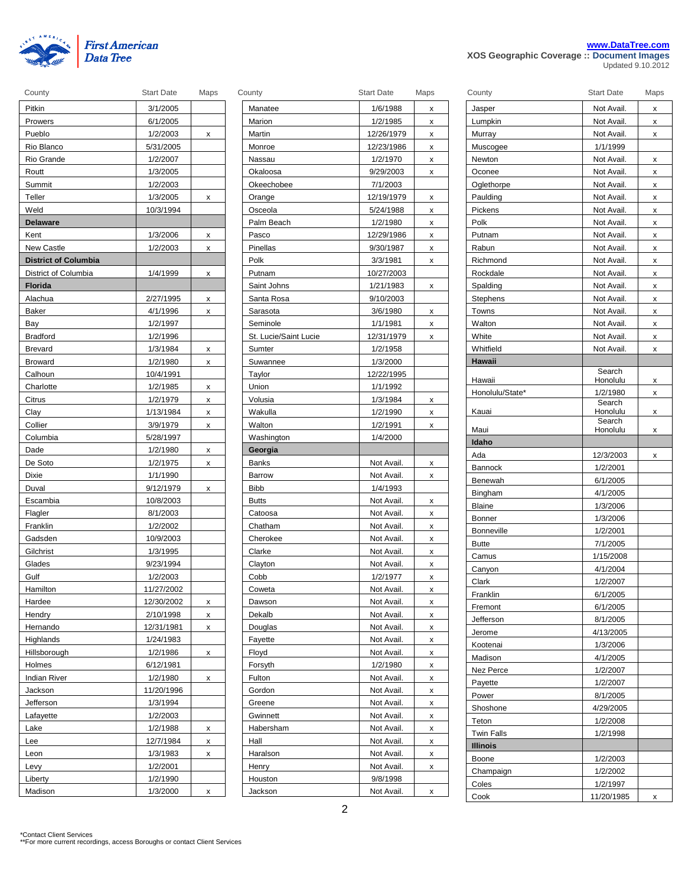**First American Data Tree**

www.DataTree.com
XOS Geographic Coverage :: Document Images
Updated 9.10.2012

| County | Start Date | Maps |
|---|---|---|
| Pitkin | 3/1/2005 | |
| Prowers | 6/1/2005 | |
| Pueblo | 1/2/2003 | x |
| Rio Blanco | 5/31/2005 | |
| Rio Grande | 1/2/2007 | |
| Routt | 1/3/2005 | |
| Summit | 1/2/2003 | |
| Teller | 1/3/2005 | x |
| Weld | 10/3/1994 | |
| **Delaware** | | |
| Kent | 1/3/2006 | x |
| New Castle | 1/2/2003 | x |
| **District of Columbia** | | |
| District of Columbia | 1/4/1999 | x |
| **Florida** | | |
| Alachua | 2/27/1995 | x |
| Baker | 4/1/1996 | x |
| Bay | 1/2/1997 | |
| Bradford | 1/2/1996 | |
| Brevard | 1/3/1984 | x |
| Broward | 1/2/1980 | x |
| Calhoun | 10/4/1991 | |
| Charlotte | 1/2/1985 | x |
| Citrus | 1/2/1979 | x |
| Clay | 1/13/1984 | x |
| Collier | 3/9/1979 | x |
| Columbia | 5/28/1997 | |
| Dade | 1/2/1980 | x |
| De Soto | 1/2/1975 | x |
| Dixie | 1/1/1990 | |
| Duval | 9/12/1979 | x |
| Escambia | 10/8/2003 | |
| Flagler | 8/1/2003 | |
| Franklin | 1/2/2002 | |
| Gadsden | 10/9/2003 | |
| Gilchrist | 1/3/1995 | |
| Glades | 9/23/1994 | |
| Gulf | 1/2/2003 | |
| Hamilton | 11/27/2002 | |
| Hardee | 12/30/2002 | x |
| Hendry | 2/10/1998 | x |
| Hernando | 12/31/1981 | x |
| Highlands | 1/24/1983 | |
| Hillsborough | 1/2/1986 | x |
| Holmes | 6/12/1981 | |
| Indian River | 1/2/1980 | x |
| Jackson | 11/20/1996 | |
| Jefferson | 1/3/1994 | |
| Lafayette | 1/2/2003 | |
| Lake | 1/2/1988 | x |
| Lee | 12/7/1984 | x |
| Leon | 1/3/1983 | x |
| Levy | 1/2/2001 | |
| Liberty | 1/2/1990 | |
| Madison | 1/3/2000 | x |
| Manatee | 1/6/1988 | x |
| Marion | 1/2/1985 | x |
| Martin | 12/26/1979 | x |
| Monroe | 12/23/1986 | x |
| Nassau | 1/2/1970 | x |
| Okaloosa | 9/29/2003 | x |
| Okeechobee | 7/1/2003 | |
| Orange | 12/19/1979 | x |
| Osceola | 5/24/1988 | x |
| Palm Beach | 1/2/1980 | x |
| Pasco | 12/29/1986 | x |
| Pinellas | 9/30/1987 | x |
| Polk | 3/3/1981 | x |
| Putnam | 10/27/2003 | |
| Saint Johns | 1/21/1983 | x |
| Santa Rosa | 9/10/2003 | |
| Sarasota | 3/6/1980 | x |
| Seminole | 1/1/1981 | x |
| St. Lucie/Saint Lucie | 12/31/1979 | x |
| Sumter | 1/2/1958 | |
| Suwannee | 1/3/2000 | |
| Taylor | 12/22/1995 | |
| Union | 1/1/1992 | |
| Volusia | 1/3/1984 | x |
| Wakulla | 1/2/1990 | x |
| Walton | 1/2/1991 | x |
| Washington | 1/4/2000 | |
| **Georgia** | | |
| Banks | Not Avail. | x |
| Barrow | Not Avail. | x |
| Bibb | 1/4/1993 | |
| Butts | Not Avail. | x |
| Catoosa | Not Avail. | x |
| Chatham | Not Avail. | x |
| Cherokee | Not Avail. | x |
| Clarke | Not Avail. | x |
| Clayton | Not Avail. | x |
| Cobb | 1/2/1977 | x |
| Coweta | Not Avail. | x |
| Dawson | Not Avail. | x |
| Dekalb | Not Avail. | x |
| Douglas | Not Avail. | x |
| Fayette | Not Avail. | x |
| Floyd | Not Avail. | x |
| Forsyth | 1/2/1980 | x |
| Fulton | Not Avail. | x |
| Gordon | Not Avail. | x |
| Greene | Not Avail. | x |
| Gwinnett | Not Avail. | x |
| Habersham | Not Avail. | x |
| Hall | Not Avail. | x |
| Haralson | Not Avail. | x |
| Henry | Not Avail. | x |
| Houston | 9/8/1998 | |
| Jackson | Not Avail. | x |
| Jasper | Not Avail. | x |
| Lumpkin | Not Avail. | x |
| Murray | Not Avail. | x |
| Muscogee | 1/1/1999 | |
| Newton | Not Avail. | x |
| Oconee | Not Avail. | x |
| Oglethorpe | Not Avail. | x |
| Paulding | Not Avail. | x |
| Pickens | Not Avail. | x |
| Polk | Not Avail. | x |
| Putnam | Not Avail. | x |
| Rabun | Not Avail. | x |
| Richmond | Not Avail. | x |
| Rockdale | Not Avail. | x |
| Spalding | Not Avail. | x |
| Stephens | Not Avail. | x |
| Towns | Not Avail. | x |
| Walton | Not Avail. | x |
| White | Not Avail. | x |
| Whitfield | Not Avail. | x |
| **Hawaii** | | |
| Hawaii | Search Honolulu | x |
| Honolulu/State* | 1/2/1980 | x |
| Kauai | Search Honolulu | x |
| Maui | Search Honolulu | x |
| **Idaho** | | |
| Ada | 12/3/2003 | x |
| Bannock | 1/2/2001 | |
| Benewah | 6/1/2005 | |
| Bingham | 4/1/2005 | |
| Blaine | 1/3/2006 | |
| Bonner | 1/3/2006 | |
| Bonneville | 1/2/2001 | |
| Butte | 7/1/2005 | |
| Camus | 1/15/2008 | |
| Canyon | 4/1/2004 | |
| Clark | 1/2/2007 | |
| Franklin | 6/1/2005 | |
| Fremont | 6/1/2005 | |
| Jefferson | 8/1/2005 | |
| Jerome | 4/13/2005 | |
| Kootenai | 1/3/2006 | |
| Madison | 4/1/2005 | |
| Nez Perce | 1/2/2007 | |
| Payette | 1/2/2007 | |
| Power | 8/1/2005 | |
| Shoshone | 4/29/2005 | |
| Teton | 1/2/2008 | |
| Twin Falls | 1/2/1998 | |
| **Illinois** | | |
| Boone | 1/2/2003 | |
| Champaign | 1/2/2002 | |
| Coles | 1/2/1997 | |
| Cook | 11/20/1985 | x |

*Contact Client Services
**For more current recordings, access Boroughs or contact Client Services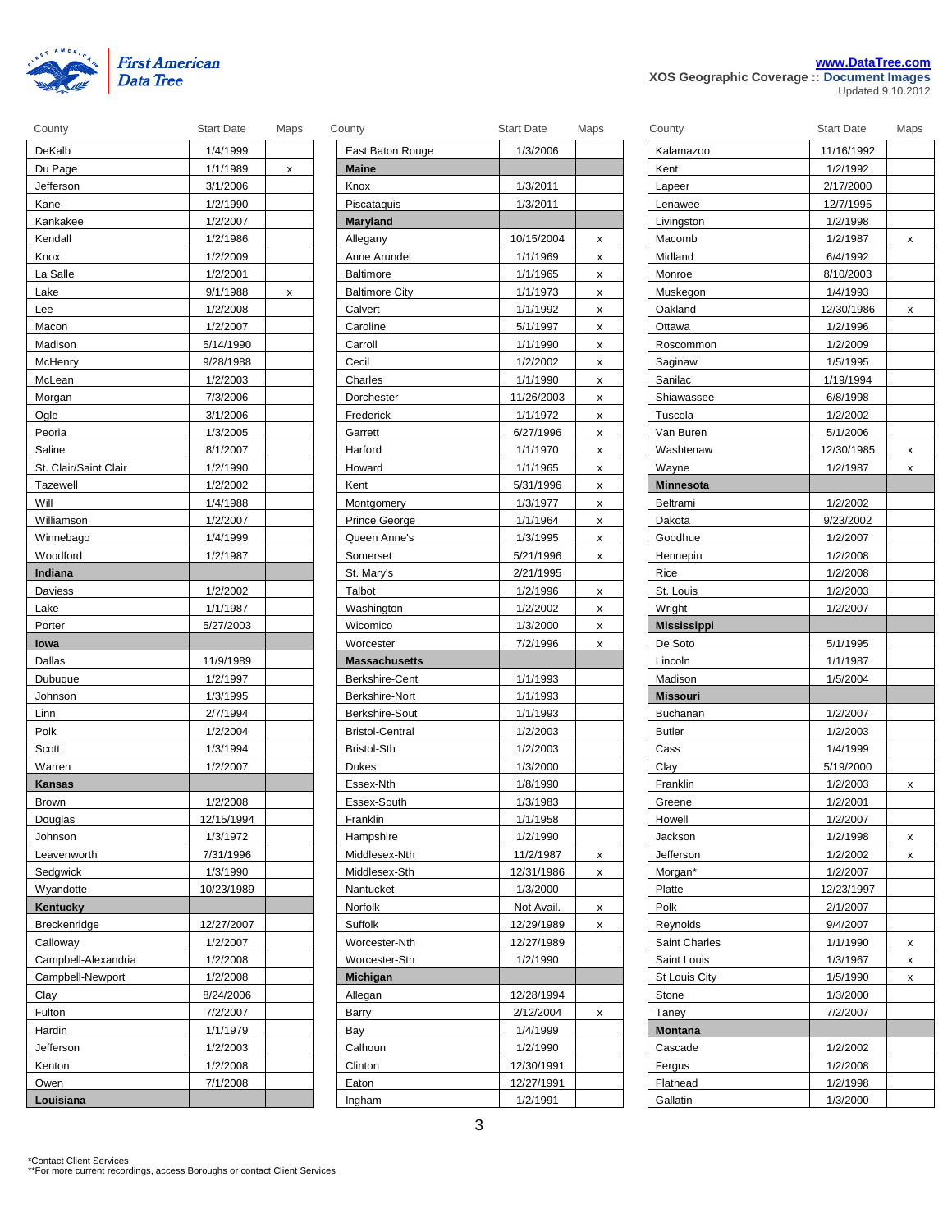First American Data Tree

www.DataTree.com
XOS Geographic Coverage :: Document Images
Updated 9.10.2012

| County | Start Date | Maps |
|---|---|---|
| DeKalb | 1/4/1999 | |
| Du Page | 1/1/1989 | x |
| Jefferson | 3/1/2006 | |
| Kane | 1/2/1990 | |
| Kankakee | 1/2/2007 | |
| Kendall | 1/2/1986 | |
| Knox | 1/2/2009 | |
| La Salle | 1/2/2001 | |
| Lake | 9/1/1988 | x |
| Lee | 1/2/2008 | |
| Macon | 1/2/2007 | |
| Madison | 5/14/1990 | |
| McHenry | 9/28/1988 | |
| McLean | 1/2/2003 | |
| Morgan | 7/3/2006 | |
| Ogle | 3/1/2006 | |
| Peoria | 1/3/2005 | |
| Saline | 8/1/2007 | |
| St. Clair/Saint Clair | 1/2/1990 | |
| Tazewell | 1/2/2002 | |
| Will | 1/4/1988 | |
| Williamson | 1/2/2007 | |
| Winnebago | 1/4/1999 | |
| Woodford | 1/2/1987 | |
| **Indiana** | | |
| Daviess | 1/2/2002 | |
| Lake | 1/1/1987 | |
| Porter | 5/27/2003 | |
| **Iowa** | | |
| Dallas | 11/9/1989 | |
| Dubuque | 1/2/1997 | |
| Johnson | 1/3/1995 | |
| Linn | 2/7/1994 | |
| Polk | 1/2/2004 | |
| Scott | 1/3/1994 | |
| Warren | 1/2/2007 | |
| **Kansas** | | |
| Brown | 1/2/2008 | |
| Douglas | 12/15/1994 | |
| Johnson | 1/3/1972 | |
| Leavenworth | 7/31/1996 | |
| Sedgwick | 1/3/1990 | |
| Wyandotte | 10/23/1989 | |
| **Kentucky** | | |
| Breckenridge | 12/27/2007 | |
| Calloway | 1/2/2007 | |
| Campbell-Alexandria | 1/2/2008 | |
| Campbell-Newport | 1/2/2008 | |
| Clay | 8/24/2006 | |
| Fulton | 7/2/2007 | |
| Hardin | 1/1/1979 | |
| Jefferson | 1/2/2003 | |
| Kenton | 1/2/2008 | |
| Owen | 7/1/2008 | |
| **Louisiana** | | |
| East Baton Rouge | 1/3/2006 | |
| **Maine** | | |
| Knox | 1/3/2011 | |
| Piscataquis | 1/3/2011 | |
| **Maryland** | | |
| Allegany | 10/15/2004 | x |
| Anne Arundel | 1/1/1969 | x |
| Baltimore | 1/1/1965 | x |
| Baltimore City | 1/1/1973 | x |
| Calvert | 1/1/1992 | x |
| Caroline | 5/1/1997 | x |
| Carroll | 1/1/1990 | x |
| Cecil | 1/2/2002 | x |
| Charles | 1/1/1990 | x |
| Dorchester | 11/26/2003 | x |
| Frederick | 1/1/1972 | x |
| Garrett | 6/27/1996 | x |
| Harford | 1/1/1970 | x |
| Howard | 1/1/1965 | x |
| Kent | 5/31/1996 | x |
| Montgomery | 1/3/1977 | x |
| Prince George | 1/1/1964 | x |
| Queen Anne's | 1/3/1995 | x |
| Somerset | 5/21/1996 | x |
| St. Mary's | 2/21/1995 | |
| Talbot | 1/2/1996 | x |
| Washington | 1/2/2002 | x |
| Wicomico | 1/3/2000 | x |
| Worcester | 7/2/1996 | x |
| **Massachusetts** | | |
| Berkshire-Cent | 1/1/1993 | |
| Berkshire-Nort | 1/1/1993 | |
| Berkshire-Sout | 1/1/1993 | |
| Bristol-Central | 1/2/2003 | |
| Bristol-Sth | 1/2/2003 | |
| Dukes | 1/3/2000 | |
| Essex-Nth | 1/8/1990 | |
| Essex-South | 1/3/1983 | |
| Franklin | 1/1/1958 | |
| Hampshire | 1/2/1990 | |
| Middlesex-Nth | 11/2/1987 | x |
| Middlesex-Sth | 12/31/1986 | x |
| Nantucket | 1/3/2000 | |
| Norfolk | Not Avail. | x |
| Suffolk | 12/29/1989 | x |
| Worcester-Nth | 12/27/1989 | |
| Worcester-Sth | 1/2/1990 | |
| **Michigan** | | |
| Allegan | 12/28/1994 | |
| Barry | 2/12/2004 | x |
| Bay | 1/4/1999 | |
| Calhoun | 1/2/1990 | |
| Clinton | 12/30/1991 | |
| Eaton | 12/27/1991 | |
| Ingham | 1/2/1991 | |
| Kalamazoo | 11/16/1992 | |
| Kent | 1/2/1992 | |
| Lapeer | 2/17/2000 | |
| Lenawee | 12/7/1995 | |
| Livingston | 1/2/1998 | |
| Macomb | 1/2/1987 | x |
| Midland | 6/4/1992 | |
| Monroe | 8/10/2003 | |
| Muskegon | 1/4/1993 | |
| Oakland | 12/30/1986 | x |
| Ottawa | 1/2/1996 | |
| Roscommon | 1/2/2009 | |
| Saginaw | 1/5/1995 | |
| Sanilac | 1/19/1994 | |
| Shiawassee | 6/8/1998 | |
| Tuscola | 1/2/2002 | |
| Van Buren | 5/1/2006 | |
| Washtenaw | 12/30/1985 | x |
| Wayne | 1/2/1987 | x |
| **Minnesota** | | |
| Beltrami | 1/2/2002 | |
| Dakota | 9/23/2002 | |
| Goodhue | 1/2/2007 | |
| Hennepin | 1/2/2008 | |
| Rice | 1/2/2008 | |
| St. Louis | 1/2/2003 | |
| Wright | 1/2/2007 | |
| **Mississippi** | | |
| De Soto | 5/1/1995 | |
| Lincoln | 1/1/1987 | |
| Madison | 1/5/2004 | |
| **Missouri** | | |
| Buchanan | 1/2/2007 | |
| Butler | 1/2/2003 | |
| Cass | 1/4/1999 | |
| Clay | 5/19/2000 | |
| Franklin | 1/2/2003 | x |
| Greene | 1/2/2001 | |
| Howell | 1/2/2007 | |
| Jackson | 1/2/1998 | x |
| Jefferson | 1/2/2002 | x |
| Morgan* | 1/2/2007 | |
| Platte | 12/23/1997 | |
| Polk | 2/1/2007 | |
| Reynolds | 9/4/2007 | |
| Saint Charles | 1/1/1990 | x |
| Saint Louis | 1/3/1967 | x |
| St Louis City | 1/5/1990 | x |
| Stone | 1/3/2000 | |
| Taney | 7/2/2007 | |
| **Montana** | | |
| Cascade | 1/2/2002 | |
| Fergus | 1/2/2008 | |
| Flathead | 1/2/1998 | |
| Gallatin | 1/3/2000 | |

*Contact Client Services
**For more current recordings, access Boroughs or contact Client Services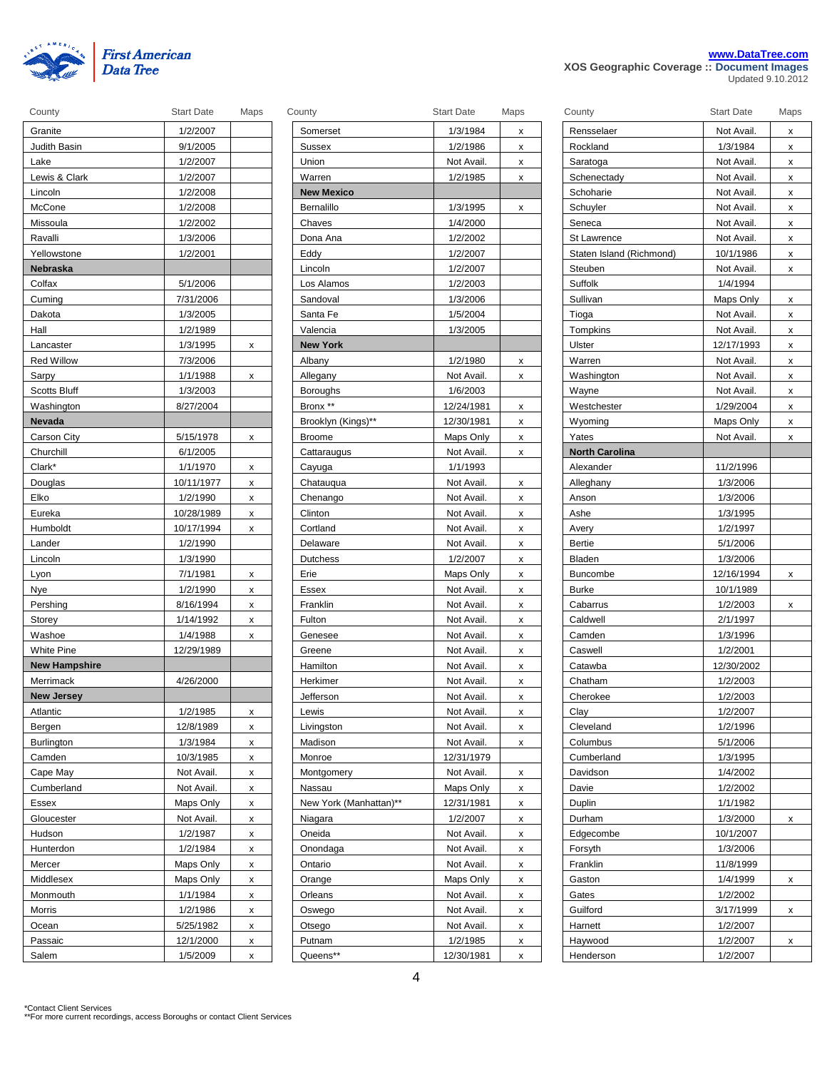First American Data Tree

www.DataTree.com

XOS Geographic Coverage :: Document Images
Updated 9.10.2012

| County | Start Date | Maps |
|---|---|---|
| Granite | 1/2/2007 | |
| Judith Basin | 9/1/2005 | |
| Lake | 1/2/2007 | |
| Lewis & Clark | 1/2/2007 | |
| Lincoln | 1/2/2008 | |
| McCone | 1/2/2008 | |
| Missoula | 1/2/2002 | |
| Ravalli | 1/3/2006 | |
| Yellowstone | 1/2/2001 | |
| **Nebraska** | | |
| Colfax | 5/1/2006 | |
| Cuming | 7/31/2006 | |
| Dakota | 1/3/2005 | |
| Hall | 1/2/1989 | |
| Lancaster | 1/3/1995 | x |
| Red Willow | 7/3/2006 | |
| Sarpy | 1/1/1988 | x |
| Scotts Bluff | 1/3/2003 | |
| Washington | 8/27/2004 | |
| **Nevada** | | |
| Carson City | 5/15/1978 | x |
| Churchill | 6/1/2005 | |
| Clark* | 1/1/1970 | x |
| Douglas | 10/11/1977 | x |
| Elko | 1/2/1990 | x |
| Eureka | 10/28/1989 | x |
| Humboldt | 10/17/1994 | x |
| Lander | 1/2/1990 | |
| Lincoln | 1/3/1990 | |
| Lyon | 7/1/1981 | x |
| Nye | 1/2/1990 | x |
| Pershing | 8/16/1994 | x |
| Storey | 1/14/1992 | x |
| Washoe | 1/4/1988 | x |
| White Pine | 12/29/1989 | |
| **New Hampshire** | | |
| Merrimack | 4/26/2000 | |
| **New Jersey** | | |
| Atlantic | 1/2/1985 | x |
| Bergen | 12/8/1989 | x |
| Burlington | 1/3/1984 | x |
| Camden | 10/3/1985 | x |
| Cape May | Not Avail. | x |
| Cumberland | Not Avail. | x |
| Essex | Maps Only | x |
| Gloucester | Not Avail. | x |
| Hudson | 1/2/1987 | x |
| Hunterdon | 1/2/1984 | x |
| Mercer | Maps Only | x |
| Middlesex | Maps Only | x |
| Monmouth | 1/1/1984 | x |
| Morris | 1/2/1986 | x |
| Ocean | 5/25/1982 | x |
| Passaic | 12/1/2000 | x |
| Salem | 1/5/2009 | x |
| Somerset | 1/3/1984 | x |
| Sussex | 1/2/1986 | x |
| Union | Not Avail. | x |
| Warren | 1/2/1985 | x |
| **New Mexico** | | |
| Bernalillo | 1/3/1995 | x |
| Chaves | 1/4/2000 | |
| Dona Ana | 1/2/2002 | |
| Eddy | 1/2/2007 | |
| Lincoln | 1/2/2007 | |
| Los Alamos | 1/2/2003 | |
| Sandoval | 1/3/2006 | |
| Santa Fe | 1/5/2004 | |
| Valencia | 1/3/2005 | |
| **New York** | | |
| Albany | 1/2/1980 | x |
| Allegany | Not Avail. | x |
| Boroughs | 1/6/2003 | |
| Bronx ** | 12/24/1981 | x |
| Brooklyn (Kings)** | 12/30/1981 | x |
| Broome | Maps Only | x |
| Cattaraugus | Not Avail. | x |
| Cayuga | 1/1/1993 | |
| Chatauqua | Not Avail. | x |
| Chenango | Not Avail. | x |
| Clinton | Not Avail. | x |
| Cortland | Not Avail. | x |
| Delaware | Not Avail. | x |
| Dutchess | 1/2/2007 | x |
| Erie | Maps Only | x |
| Essex | Not Avail. | x |
| Franklin | Not Avail. | x |
| Fulton | Not Avail. | x |
| Genesee | Not Avail. | x |
| Greene | Not Avail. | x |
| Hamilton | Not Avail. | x |
| Herkimer | Not Avail. | x |
| Jefferson | Not Avail. | x |
| Lewis | Not Avail. | x |
| Livingston | Not Avail. | x |
| Madison | Not Avail. | x |
| Monroe | 12/31/1979 | |
| Montgomery | Not Avail. | x |
| Nassau | Maps Only | x |
| New York (Manhattan)** | 12/31/1981 | x |
| Niagara | 1/2/2007 | x |
| Oneida | Not Avail. | x |
| Onondaga | Not Avail. | x |
| Ontario | Not Avail. | x |
| Orange | Maps Only | x |
| Orleans | Not Avail. | x |
| Oswego | Not Avail. | x |
| Otsego | Not Avail. | x |
| Putnam | 1/2/1985 | x |
| Queens** | 12/30/1981 | x |
| Rensselaer | Not Avail. | x |
| Rockland | 1/3/1984 | x |
| Saratoga | Not Avail. | x |
| Schenectady | Not Avail. | x |
| Schoharie | Not Avail. | x |
| Schuyler | Not Avail. | x |
| Seneca | Not Avail. | x |
| St Lawrence | Not Avail. | x |
| Staten Island (Richmond) | 10/1/1986 | x |
| Steuben | Not Avail. | x |
| Suffolk | 1/4/1994 | |
| Sullivan | Maps Only | x |
| Tioga | Not Avail. | x |
| Tompkins | Not Avail. | x |
| Ulster | 12/17/1993 | x |
| Warren | Not Avail. | x |
| Washington | Not Avail. | x |
| Wayne | Not Avail. | x |
| Westchester | 1/29/2004 | x |
| Wyoming | Maps Only | x |
| Yates | Not Avail. | x |
| **North Carolina** | | |
| Alexander | 11/2/1996 | |
| Alleghany | 1/3/2006 | |
| Anson | 1/3/2006 | |
| Ashe | 1/3/1995 | |
| Avery | 1/2/1997 | |
| Bertie | 5/1/2006 | |
| Bladen | 1/3/2006 | |
| Buncombe | 12/16/1994 | x |
| Burke | 10/1/1989 | |
| Cabarrus | 1/2/2003 | x |
| Caldwell | 2/1/1997 | |
| Camden | 1/3/1996 | |
| Caswell | 1/2/2001 | |
| Catawba | 12/30/2002 | |
| Chatham | 1/2/2003 | |
| Cherokee | 1/2/2003 | |
| Clay | 1/2/2007 | |
| Cleveland | 1/2/1996 | |
| Columbus | 5/1/2006 | |
| Cumberland | 1/3/1995 | |
| Davidson | 1/4/2002 | |
| Davie | 1/2/2002 | |
| Duplin | 1/1/1982 | |
| Durham | 1/3/2000 | x |
| Edgecombe | 10/1/2007 | |
| Forsyth | 1/3/2006 | |
| Franklin | 11/8/1999 | |
| Gaston | 1/4/1999 | x |
| Gates | 1/2/2002 | |
| Guilford | 3/17/1999 | x |
| Harnett | 1/2/2007 | |
| Haywood | 1/2/2007 | x |
| Henderson | 1/2/2007 | |

*Contact Client Services
**For more current recordings, access Boroughs or contact Client Services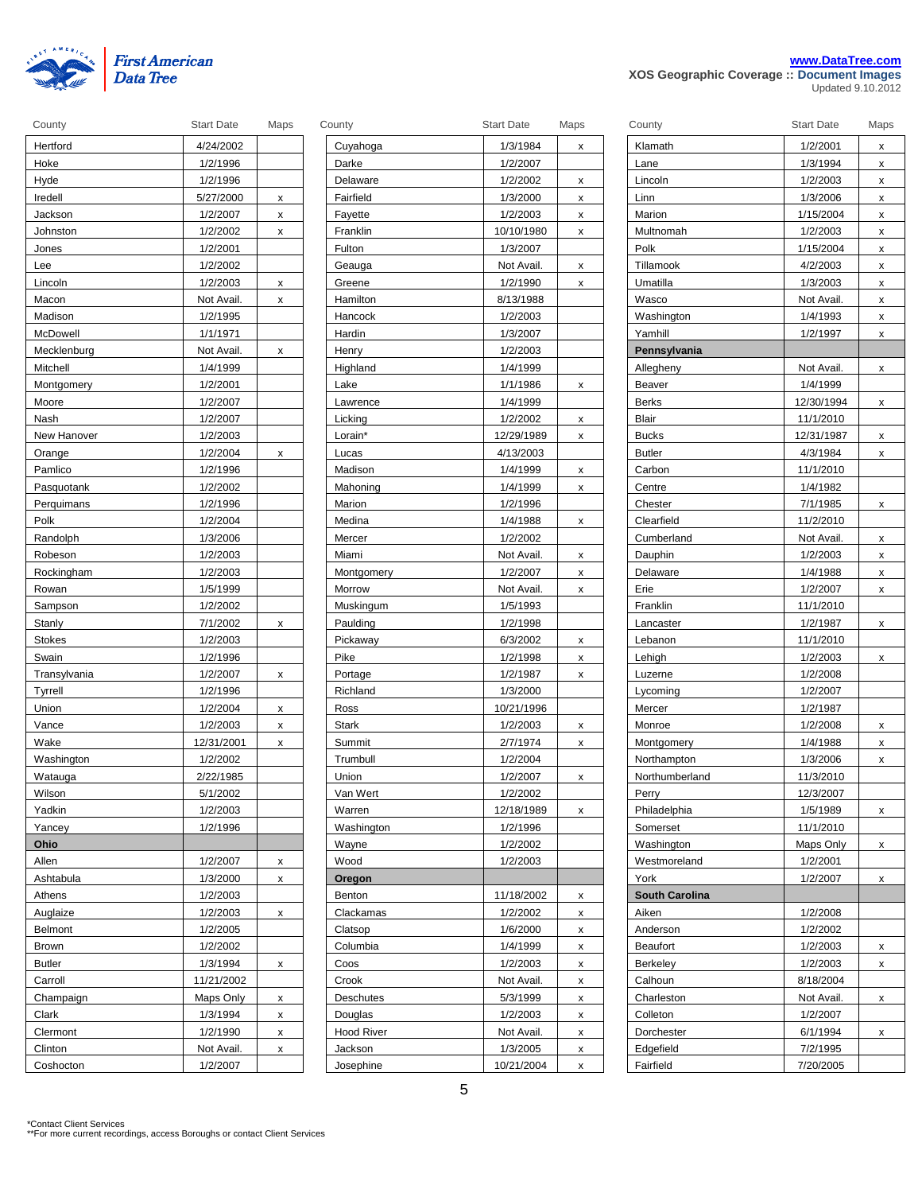**First American Data Tree**

www.DataTree.com

XOS Geographic Coverage :: Document Images

Updated 9.10.2012

| County | Start Date | Maps |
|---|---|---|
| Hertford | 4/24/2002 | |
| Hoke | 1/2/1996 | |
| Hyde | 1/2/1996 | |
| Iredell | 5/27/2000 | x |
| Jackson | 1/2/2007 | x |
| Johnston | 1/2/2002 | x |
| Jones | 1/2/2001 | |
| Lee | 1/2/2002 | |
| Lincoln | 1/2/2003 | x |
| Macon | Not Avail. | x |
| Madison | 1/2/1995 | |
| McDowell | 1/1/1971 | |
| Mecklenburg | Not Avail. | x |
| Mitchell | 1/4/1999 | |
| Montgomery | 1/2/2001 | |
| Moore | 1/2/2007 | |
| Nash | 1/2/2007 | |
| New Hanover | 1/2/2003 | |
| Orange | 1/2/2004 | x |
| Pamlico | 1/2/1996 | |
| Pasquotank | 1/2/2002 | |
| Perquimans | 1/2/1996 | |
| Polk | 1/2/2004 | |
| Randolph | 1/3/2006 | |
| Robeson | 1/2/2003 | |
| Rockingham | 1/2/2003 | |
| Rowan | 1/5/1999 | |
| Sampson | 1/2/2002 | |
| Stanly | 7/1/2002 | x |
| Stokes | 1/2/2003 | |
| Swain | 1/2/1996 | |
| Transylvania | 1/2/2007 | x |
| Tyrrell | 1/2/1996 | |
| Union | 1/2/2004 | x |
| Vance | 1/2/2003 | x |
| Wake | 12/31/2001 | x |
| Washington | 1/2/2002 | |
| Watauga | 2/22/1985 | |
| Wilson | 5/1/2002 | |
| Yadkin | 1/2/2003 | |
| Yancey | 1/2/1996 | |
| **Ohio** | | |
| Allen | 1/2/2007 | x |
| Ashtabula | 1/3/2000 | x |
| Athens | 1/2/2003 | |
| Auglaize | 1/2/2003 | x |
| Belmont | 1/2/2005 | |
| Brown | 1/2/2002 | |
| Butler | 1/3/1994 | x |
| Carroll | 11/21/2002 | |
| Champaign | Maps Only | x |
| Clark | 1/3/1994 | x |
| Clermont | 1/2/1990 | x |
| Clinton | Not Avail. | x |
| Coshocton | 1/2/2007 | |
| Cuyahoga | 1/3/1984 | x |
| Darke | 1/2/2007 | |
| Delaware | 1/2/2002 | x |
| Fairfield | 1/3/2000 | x |
| Fayette | 1/2/2003 | x |
| Franklin | 10/10/1980 | x |
| Fulton | 1/3/2007 | |
| Geauga | Not Avail. | x |
| Greene | 1/2/1990 | x |
| Hamilton | 8/13/1988 | |
| Hancock | 1/2/2003 | |
| Hardin | 1/3/2007 | |
| Henry | 1/2/2003 | |
| Highland | 1/4/1999 | |
| Lake | 1/1/1986 | x |
| Lawrence | 1/4/1999 | |
| Licking | 1/2/2002 | x |
| Lorain* | 12/29/1989 | x |
| Lucas | 4/13/2003 | |
| Madison | 1/4/1999 | x |
| Mahoning | 1/4/1999 | x |
| Marion | 1/2/1996 | |
| Medina | 1/4/1988 | x |
| Mercer | 1/2/2002 | |
| Miami | Not Avail. | x |
| Montgomery | 1/2/2007 | x |
| Morrow | Not Avail. | x |
| Muskingum | 1/5/1993 | |
| Paulding | 1/2/1998 | |
| Pickaway | 6/3/2002 | x |
| Pike | 1/2/1998 | x |
| Portage | 1/2/1987 | x |
| Richland | 1/3/2000 | |
| Ross | 10/21/1996 | |
| Stark | 1/2/2003 | x |
| Summit | 2/7/1974 | x |
| Trumbull | 1/2/2004 | |
| Union | 1/2/2007 | x |
| Van Wert | 1/2/2002 | |
| Warren | 12/18/1989 | x |
| Washington | 1/2/1996 | |
| Wayne | 1/2/2002 | |
| Wood | 1/2/2003 | |
| **Oregon** | | |
| Benton | 11/18/2002 | x |
| Clackamas | 1/2/2002 | x |
| Clatsop | 1/6/2000 | x |
| Columbia | 1/4/1999 | x |
| Coos | 1/2/2003 | x |
| Crook | Not Avail. | x |
| Deschutes | 5/3/1999 | x |
| Douglas | 1/2/2003 | x |
| Hood River | Not Avail. | x |
| Jackson | 1/3/2005 | x |
| Josephine | 10/21/2004 | x |
| Klamath | 1/2/2001 | x |
| Lane | 1/3/1994 | x |
| Lincoln | 1/2/2003 | x |
| Linn | 1/3/2006 | x |
| Marion | 1/15/2004 | x |
| Multnomah | 1/2/2003 | x |
| Polk | 1/15/2004 | x |
| Tillamook | 4/2/2003 | x |
| Umatilla | 1/3/2003 | x |
| Wasco | Not Avail. | x |
| Washington | 1/4/1993 | x |
| Yamhill | 1/2/1997 | x |
| **Pennsylvania** | | |
| Allegheny | Not Avail. | x |
| Beaver | 1/4/1999 | |
| Berks | 12/30/1994 | x |
| Blair | 11/1/2010 | |
| Bucks | 12/31/1987 | x |
| Butler | 4/3/1984 | x |
| Carbon | 11/1/2010 | |
| Centre | 1/4/1982 | |
| Chester | 7/1/1985 | x |
| Clearfield | 11/2/2010 | |
| Cumberland | Not Avail. | x |
| Dauphin | 1/2/2003 | x |
| Delaware | 1/4/1988 | x |
| Erie | 1/2/2007 | x |
| Franklin | 11/1/2010 | |
| Lancaster | 1/2/1987 | x |
| Lebanon | 11/1/2010 | |
| Lehigh | 1/2/2003 | x |
| Luzerne | 1/2/2008 | |
| Lycoming | 1/2/2007 | |
| Mercer | 1/2/1987 | |
| Monroe | 1/2/2008 | x |
| Montgomery | 1/4/1988 | x |
| Northampton | 1/3/2006 | x |
| Northumberland | 11/3/2010 | |
| Perry | 12/3/2007 | |
| Philadelphia | 1/5/1989 | x |
| Somerset | 11/1/2010 | |
| Washington | Maps Only | x |
| Westmoreland | 1/2/2001 | |
| York | 1/2/2007 | x |
| **South Carolina** | | |
| Aiken | 1/2/2008 | |
| Anderson | 1/2/2002 | |
| Beaufort | 1/2/2003 | x |
| Berkeley | 1/2/2003 | x |
| Calhoun | 8/18/2004 | |
| Charleston | Not Avail. | x |
| Colleton | 1/2/2007 | |
| Dorchester | 6/1/1994 | x |
| Edgefield | 7/2/1995 | |
| Fairfield | 7/20/2005 | |

*Contact Client Services
**For more current recordings, access Boroughs or contact Client Services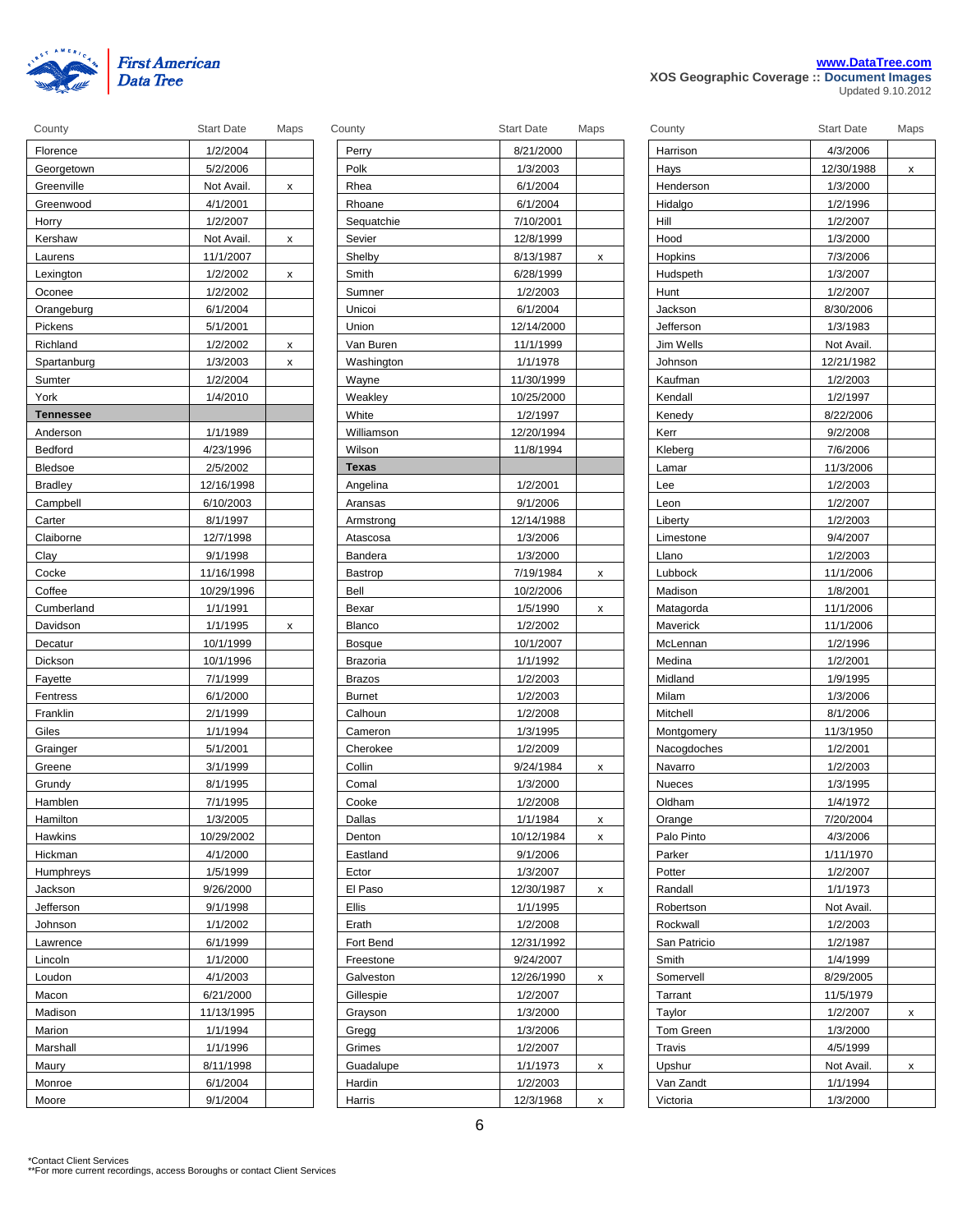First American Data Tree

www.DataTree.com
XOS Geographic Coverage :: Document Images
Updated 9.10.2012

| County | Start Date | Maps |
|---|---|---|
| Florence | 1/2/2004 | |
| Georgetown | 5/2/2006 | |
| Greenville | Not Avail. | x |
| Greenwood | 4/1/2001 | |
| Horry | 1/2/2007 | |
| Kershaw | Not Avail. | x |
| Laurens | 11/1/2007 | |
| Lexington | 1/2/2002 | x |
| Oconee | 1/2/2002 | |
| Orangeburg | 6/1/2004 | |
| Pickens | 5/1/2001 | |
| Richland | 1/2/2002 | x |
| Spartanburg | 1/3/2003 | x |
| Sumter | 1/2/2004 | |
| York | 1/4/2010 | |
| **Tennessee** | | |
| Anderson | 1/1/1989 | |
| Bedford | 4/23/1996 | |
| Bledsoe | 2/5/2002 | |
| Bradley | 12/16/1998 | |
| Campbell | 6/10/2003 | |
| Carter | 8/1/1997 | |
| Claiborne | 12/7/1998 | |
| Clay | 9/1/1998 | |
| Cocke | 11/16/1998 | |
| Coffee | 10/29/1996 | |
| Cumberland | 1/1/1991 | |
| Davidson | 1/1/1995 | x |
| Decatur | 10/1/1999 | |
| Dickson | 10/1/1996 | |
| Fayette | 7/1/1999 | |
| Fentress | 6/1/2000 | |
| Franklin | 2/1/1999 | |
| Giles | 1/1/1994 | |
| Grainger | 5/1/2001 | |
| Greene | 3/1/1999 | |
| Grundy | 8/1/1995 | |
| Hamblen | 7/1/1995 | |
| Hamilton | 1/3/2005 | |
| Hawkins | 10/29/2002 | |
| Hickman | 4/1/2000 | |
| Humphreys | 1/5/1999 | |
| Jackson | 9/26/2000 | |
| Jefferson | 9/1/1998 | |
| Johnson | 1/1/2002 | |
| Lawrence | 6/1/1999 | |
| Lincoln | 1/1/2000 | |
| Loudon | 4/1/2003 | |
| Macon | 6/21/2000 | |
| Madison | 11/13/1995 | |
| Marion | 1/1/1994 | |
| Marshall | 1/1/1996 | |
| Maury | 8/11/1998 | |
| Monroe | 6/1/2004 | |
| Moore | 9/1/2004 | |
| Perry | 8/21/2000 | |
| Polk | 1/3/2003 | |
| Rhea | 6/1/2004 | |
| Rhoane | 6/1/2004 | |
| Sequatchie | 7/10/2001 | |
| Sevier | 12/8/1999 | |
| Shelby | 8/13/1987 | x |
| Smith | 6/28/1999 | |
| Sumner | 1/2/2003 | |
| Unicoi | 6/1/2004 | |
| Union | 12/14/2000 | |
| Van Buren | 11/1/1999 | |
| Washington | 1/1/1978 | |
| Wayne | 11/30/1999 | |
| Weakley | 10/25/2000 | |
| White | 1/2/1997 | |
| Williamson | 12/20/1994 | |
| Wilson | 11/8/1994 | |
| **Texas** | | |
| Angelina | 1/2/2001 | |
| Aransas | 9/1/2006 | |
| Armstrong | 12/14/1988 | |
| Atascosa | 1/3/2006 | |
| Bandera | 1/3/2000 | |
| Bastrop | 7/19/1984 | x |
| Bell | 10/2/2006 | |
| Bexar | 1/5/1990 | x |
| Blanco | 1/2/2002 | |
| Bosque | 10/1/2007 | |
| Brazoria | 1/1/1992 | |
| Brazos | 1/2/2003 | |
| Burnet | 1/2/2003 | |
| Calhoun | 1/2/2008 | |
| Cameron | 1/3/1995 | |
| Cherokee | 1/2/2009 | |
| Collin | 9/24/1984 | x |
| Comal | 1/3/2000 | |
| Cooke | 1/2/2008 | |
| Dallas | 1/1/1984 | x |
| Denton | 10/12/1984 | x |
| Eastland | 9/1/2006 | |
| Ector | 1/3/2007 | |
| El Paso | 12/30/1987 | x |
| Ellis | 1/1/1995 | |
| Erath | 1/2/2008 | |
| Fort Bend | 12/31/1992 | |
| Freestone | 9/24/2007 | |
| Galveston | 12/26/1990 | x |
| Gillespie | 1/2/2007 | |
| Grayson | 1/3/2000 | |
| Gregg | 1/3/2006 | |
| Grimes | 1/2/2007 | |
| Guadalupe | 1/1/1973 | x |
| Hardin | 1/2/2003 | |
| Harris | 12/3/1968 | x |
| Harrison | 4/3/2006 | |
| Hays | 12/30/1988 | x |
| Henderson | 1/3/2000 | |
| Hidalgo | 1/2/1996 | |
| Hill | 1/2/2007 | |
| Hood | 1/3/2000 | |
| Hopkins | 7/3/2006 | |
| Hudspeth | 1/3/2007 | |
| Hunt | 1/2/2007 | |
| Jackson | 8/30/2006 | |
| Jefferson | 1/3/1983 | |
| Jim Wells | Not Avail. | |
| Johnson | 12/21/1982 | |
| Kaufman | 1/2/2003 | |
| Kendall | 1/2/1997 | |
| Kenedy | 8/22/2006 | |
| Kerr | 9/2/2008 | |
| Kleberg | 7/6/2006 | |
| Lamar | 11/3/2006 | |
| Lee | 1/2/2003 | |
| Leon | 1/2/2007 | |
| Liberty | 1/2/2003 | |
| Limestone | 9/4/2007 | |
| Llano | 1/2/2003 | |
| Lubbock | 11/1/2006 | |
| Madison | 1/8/2001 | |
| Matagorda | 11/1/2006 | |
| Maverick | 11/1/2006 | |
| McLennan | 1/2/1996 | |
| Medina | 1/2/2001 | |
| Midland | 1/9/1995 | |
| Milam | 1/3/2006 | |
| Mitchell | 8/1/2006 | |
| Montgomery | 11/3/1950 | |
| Nacogdoches | 1/2/2001 | |
| Navarro | 1/2/2003 | |
| Nueces | 1/3/1995 | |
| Oldham | 1/4/1972 | |
| Orange | 7/20/2004 | |
| Palo Pinto | 4/3/2006 | |
| Parker | 1/11/1970 | |
| Potter | 1/2/2007 | |
| Randall | 1/1/1973 | |
| Robertson | Not Avail. | |
| Rockwall | 1/2/2003 | |
| San Patricio | 1/2/1987 | |
| Smith | 1/4/1999 | |
| Somervell | 8/29/2005 | |
| Tarrant | 11/5/1979 | |
| Taylor | 1/2/2007 | x |
| Tom Green | 1/3/2000 | |
| Travis | 4/5/1999 | |
| Upshur | Not Avail. | x |
| Van Zandt | 1/1/1994 | |
| Victoria | 1/3/2000 | |

*Contact Client Services
**For more current recordings, access Boroughs or contact Client Services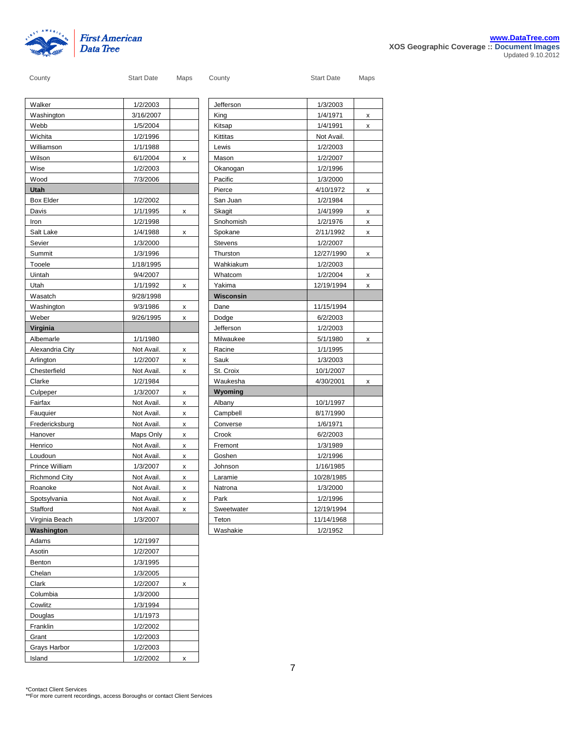First American Data Tree

www.DataTree.com
XOS Geographic Coverage :: Document Images
Updated 9.10.2012

| County | Start Date | Maps |
|---|---|---|
| Walker | 1/2/2003 | |
| Washington | 3/16/2007 | |
| Webb | 1/5/2004 | |
| Wichita | 1/2/1996 | |
| Williamson | 1/1/1988 | |
| Wilson | 6/1/2004 | x |
| Wise | 1/2/2003 | |
| Wood | 7/3/2006 | |
| **Utah** | | |
| Box Elder | 1/2/2002 | |
| Davis | 1/1/1995 | x |
| Iron | 1/2/1998 | |
| Salt Lake | 1/4/1988 | x |
| Sevier | 1/3/2000 | |
| Summit | 1/3/1996 | |
| Tooele | 1/18/1995 | |
| Uintah | 9/4/2007 | |
| Utah | 1/1/1992 | x |
| Wasatch | 9/28/1998 | |
| Washington | 9/3/1986 | x |
| Weber | 9/26/1995 | x |
| **Virginia** | | |
| Albemarle | 1/1/1980 | |
| Alexandria City | Not Avail. | x |
| Arlington | 1/2/2007 | x |
| Chesterfield | Not Avail. | x |
| Clarke | 1/2/1984 | |
| Culpeper | 1/3/2007 | x |
| Fairfax | Not Avail. | x |
| Fauquier | Not Avail. | x |
| Fredericksburg | Not Avail. | x |
| Hanover | Maps Only | x |
| Henrico | Not Avail. | x |
| Loudoun | Not Avail. | x |
| Prince William | 1/3/2007 | x |
| Richmond City | Not Avail. | x |
| Roanoke | Not Avail. | x |
| Spotsylvania | Not Avail. | x |
| Stafford | Not Avail. | x |
| Virginia Beach | 1/3/2007 | |
| **Washington** | | |
| Adams | 1/2/1997 | |
| Asotin | 1/2/2007 | |
| Benton | 1/3/1995 | |
| Chelan | 1/3/2005 | |
| Clark | 1/2/2007 | x |
| Columbia | 1/3/2000 | |
| Cowlitz | 1/3/1994 | |
| Douglas | 1/1/1973 | |
| Franklin | 1/2/2002 | |
| Grant | 1/2/2003 | |
| Grays Harbor | 1/2/2003 | |
| Island | 1/2/2002 | x |
| Jefferson | 1/3/2003 | |
| King | 1/4/1971 | x |
| Kitsap | 1/4/1991 | x |
| Kittitas | Not Avail. | |
| Lewis | 1/2/2003 | |
| Mason | 1/2/2007 | |
| Okanogan | 1/2/1996 | |
| Pacific | 1/3/2000 | |
| Pierce | 4/10/1972 | x |
| San Juan | 1/2/1984 | |
| Skagit | 1/4/1999 | x |
| Snohomish | 1/2/1976 | x |
| Spokane | 2/11/1992 | x |
| Stevens | 1/2/2007 | |
| Thurston | 12/27/1990 | x |
| Wahkiakum | 1/2/2003 | |
| Whatcom | 1/2/2004 | x |
| Yakima | 12/19/1994 | x |
| **Wisconsin** | | |
| Dane | 11/15/1994 | |
| Dodge | 6/2/2003 | |
| Jefferson | 1/2/2003 | |
| Milwaukee | 5/1/1980 | x |
| Racine | 1/1/1995 | |
| Sauk | 1/3/2003 | |
| St. Croix | 10/1/2007 | |
| Waukesha | 4/30/2001 | x |
| **Wyoming** | | |
| Albany | 10/1/1997 | |
| Campbell | 8/17/1990 | |
| Converse | 1/6/1971 | |
| Crook | 6/2/2003 | |
| Fremont | 1/3/1989 | |
| Goshen | 1/2/1996 | |
| Johnson | 1/16/1985 | |
| Laramie | 10/28/1985 | |
| Natrona | 1/3/2000 | |
| Park | 1/2/1996 | |
| Sweetwater | 12/19/1994 | |
| Teton | 11/14/1968 | |
| Washakie | 1/2/1952 | |

*Contact Client Services
**For more current recordings, access Boroughs or contact Client Services